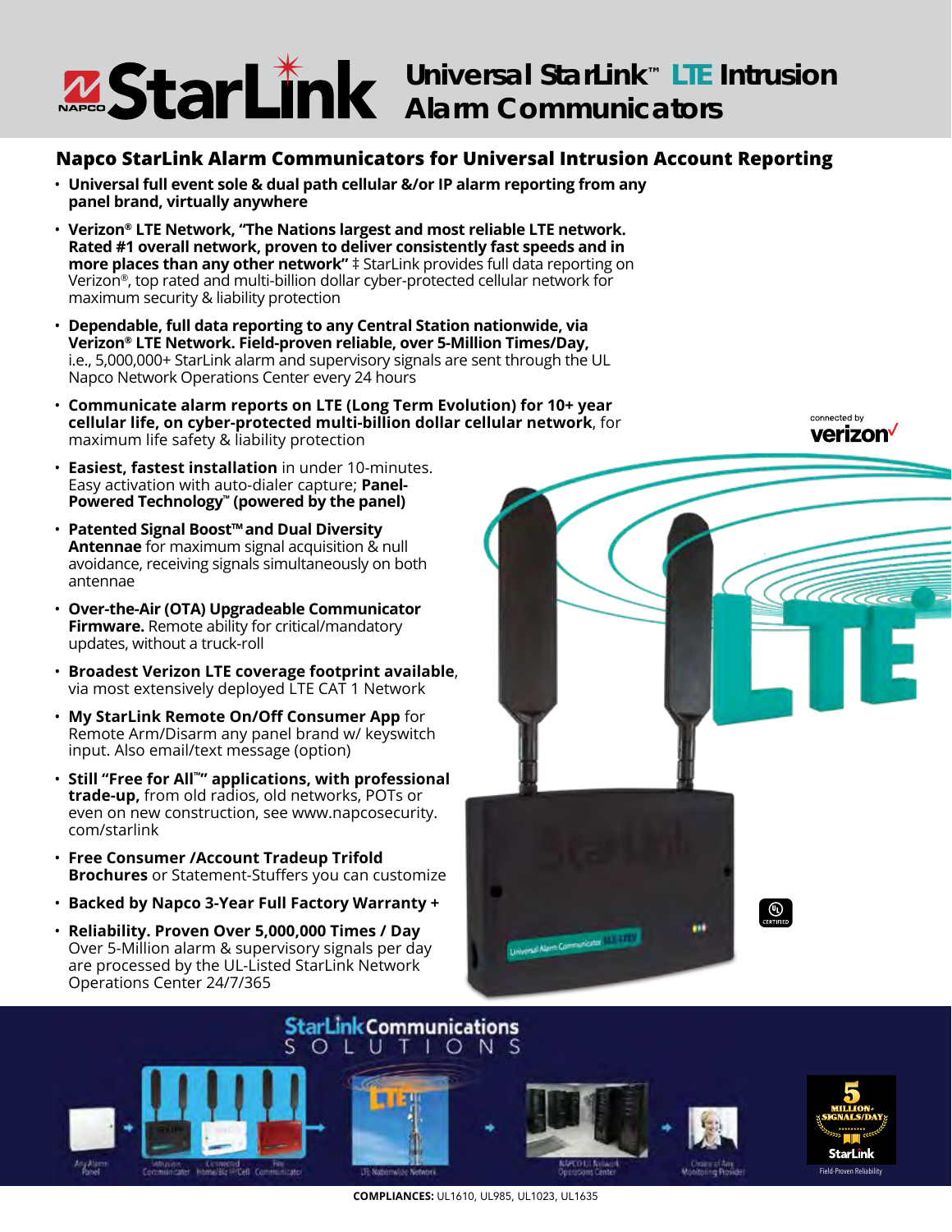# Universal StarLink™ LTE Intrusion Alarm Communicators

## Napco StarLink Alarm Communicators for Universal Intrusion Account Reporting

- **Universal full event sole & dual path cellular &/or IP alarm reporting from any panel brand, virtually anywhere**
- **Verizon® LTE Network, "The Nations largest and most reliable LTE network. Rated #1 overall network, proven to deliver consistently fast speeds and in more places than any other network"** ‡ StarLink provides full data reporting on Verizon®, top rated and multi-billion dollar cyber-protected cellular network for maximum security & liability protection
- **Dependable, full data reporting to any Central Station nationwide, via Verizon® LTE Network. Field-proven reliable, over 5-Million Times/Day,** i.e., 5,000,000+ StarLink alarm and supervisory signals are sent through the UL Napco Network Operations Center every 24 hours
- **Communicate alarm reports on LTE (Long Term Evolution) for 10+ year cellular life, on cyber-protected multi-billion dollar cellular network**, for maximum life safety & liability protection
- **Easiest, fastest installation** in under 10-minutes. Easy activation with auto-dialer capture; **Panel-Powered Technology™ (powered by the panel)**
- **Patented Signal Boost™ and Dual Diversity Antennae** for maximum signal acquisition & null avoidance, receiving signals simultaneously on both antennae
- **Over-the-Air (OTA) Upgradeable Communicator Firmware.** Remote ability for critical/mandatory updates, without a truck-roll
- **Broadest Verizon LTE coverage footprint available**, via most extensively deployed LTE CAT 1 Network
- **My StarLink Remote On/Off Consumer App** for Remote Arm/Disarm any panel brand w/ keyswitch input. Also email/text message (option)
- **Still "Free for All™" applications, with professional trade-up,** from old radios, old networks, POTs or even on new construction, see www.napcosecurity.com/starlink
- **Free Consumer /Account Tradeup Trifold Brochures** or Statement-Stuffers you can customize
- **Backed by Napco 3-Year Full Factory Warranty +**
- **Reliability. Proven Over 5,000,000 Times / Day** Over 5-Million alarm & supervisory signals per day are processed by the UL-Listed StarLink Network Operations Center 24/7/365

connected by verizon

StarLink Communications SOLUTIONS

Any Alarm Panel → Intrusion Communicator / Connected Home/Biz IP/Cell / Fire Communicator → LTE Nationwide Network → NAPCO UL Network Operations Center → Choice of Any Monitoring Provider

5 MILLION+ SIGNALS/DAY StarLink Field-Proven Reliability

**COMPLIANCES:** UL1610, UL985, UL1023, UL1635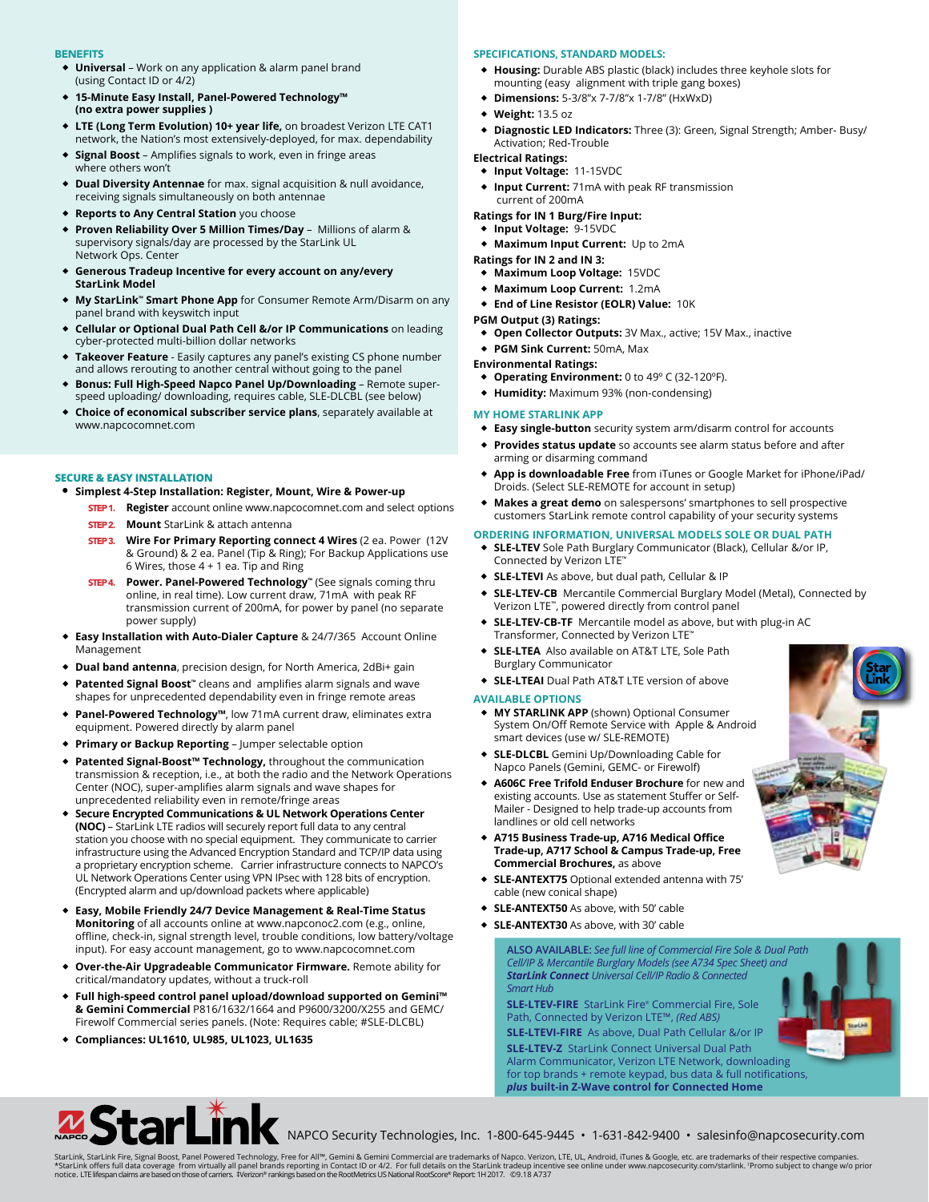## BENEFITS

- **Universal** – Work on any application & alarm panel brand (using Contact ID or 4/2)
- **15-Minute Easy Install, Panel-Powered Technology™ (no extra power supplies )**
- **LTE (Long Term Evolution) 10+ year life,** on broadest Verizon LTE CAT1 network, the Nation's most extensively-deployed, for max. dependability
- **Signal Boost** – Amplifies signals to work, even in fringe areas where others won't
- **Dual Diversity Antennae** for max. signal acquisition & null avoidance, receiving signals simultaneously on both antennae
- **Reports to Any Central Station** you choose
- **Proven Reliability Over 5 Million Times/Day** – Millions of alarm & supervisory signals/day are processed by the StarLink UL Network Ops. Center
- **Generous Tradeup Incentive for every account on any/every StarLink Model**
- **My StarLink™ Smart Phone App** for Consumer Remote Arm/Disarm on any panel brand with keyswitch input
- **Cellular or Optional Dual Path Cell &/or IP Communications** on leading cyber-protected multi-billion dollar networks
- **Takeover Feature** - Easily captures any panel's existing CS phone number and allows rerouting to another central without going to the panel
- **Bonus: Full High-Speed Napco Panel Up/Downloading** – Remote super-speed uploading/ downloading, requires cable, SLE-DLCBL (see below)
- **Choice of economical subscriber service plans**, separately available at www.napcocomnet.com

## SECURE & EASY INSTALLATION

- **Simplest 4-Step Installation: Register, Mount, Wire & Power-up**
  - STEP 1. **Register** account online www.napcocomnet.com and select options
  - STEP 2. **Mount** StarLink & attach antenna
  - STEP 3. **Wire For Primary Reporting connect 4 Wires** (2 ea. Power (12V & Ground) & 2 ea. Panel (Tip & Ring); For Backup Applications use 6 Wires, those 4 + 1 ea. Tip and Ring
  - STEP 4. **Power. Panel-Powered Technology™** (See signals coming thru online, in real time). Low current draw, 71mA with peak RF transmission current of 200mA, for power by panel (no separate power supply)
- **Easy Installation with Auto-Dialer Capture** & 24/7/365 Account Online Management
- **Dual band antenna**, precision design, for North America, 2dBi+ gain
- **Patented Signal Boost™** cleans and amplifies alarm signals and wave shapes for unprecedented dependability even in fringe remote areas
- **Panel-Powered Technology™**, low 71mA current draw, eliminates extra equipment. Powered directly by alarm panel
- **Primary or Backup Reporting** – Jumper selectable option
- **Patented Signal-Boost™ Technology,** throughout the communication transmission & reception, i.e., at both the radio and the Network Operations Center (NOC), super-amplifies alarm signals and wave shapes for unprecedented reliability even in remote/fringe areas
- **Secure Encrypted Communications & UL Network Operations Center (NOC)** – StarLink LTE radios will securely report full data to any central station you choose with no special equipment. They communicate to carrier infrastructure using the Advanced Encryption Standard and TCP/IP data using a proprietary encryption scheme. Carrier infrastructure connects to NAPCO's UL Network Operations Center using VPN IPsec with 128 bits of encryption. (Encrypted alarm and up/download packets where applicable)
- **Easy, Mobile Friendly 24/7 Device Management & Real-Time Status Monitoring** of all accounts online at www.napconoc2.com (e.g., online, offline, check-in, signal strength level, trouble conditions, low battery/voltage input). For easy account management, go to www.napcocomnet.com
- **Over-the-Air Upgradeable Communicator Firmware.** Remote ability for critical/mandatory updates, without a truck-roll
- **Full high-speed control panel upload/download supported on Gemini™ & Gemini Commercial** P816/1632/1664 and P9600/3200/X255 and GEMC/ Firewolf Commercial series panels. (Note: Requires cable; #SLE-DLCBL)
- **Compliances: UL1610, UL985, UL1023, UL1635**

## SPECIFICATIONS, STANDARD MODELS:

- **Housing:** Durable ABS plastic (black) includes three keyhole slots for mounting (easy alignment with triple gang boxes)
- **Dimensions:** 5-3/8"x 7-7/8"x 1-7/8" (HxWxD)
- **Weight:** 13.5 oz
- **Diagnostic LED Indicators:** Three (3): Green, Signal Strength; Amber- Busy/ Activation; Red-Trouble

**Electrical Ratings:**

- **Input Voltage:** 11-15VDC
- **Input Current:** 71mA with peak RF transmission current of 200mA

**Ratings for IN 1 Burg/Fire Input:**

- **Input Voltage:** 9-15VDC
- **Maximum Input Current:** Up to 2mA

**Ratings for IN 2 and IN 3:**

- **Maximum Loop Voltage:** 15VDC
- **Maximum Loop Current:** 1.2mA
- **End of Line Resistor (EOLR) Value:** 10K

**PGM Output (3) Ratings:**

- **Open Collector Outputs:** 3V Max., active; 15V Max., inactive
- **PGM Sink Current:** 50mA, Max

**Environmental Ratings:**

- **Operating Environment:** 0 to 49° C (32-120°F).
- **Humidity:** Maximum 93% (non-condensing)

## MY HOME STARLINK APP

- **Easy single-button** security system arm/disarm control for accounts
- **Provides status update** so accounts see alarm status before and after arming or disarming command
- **App is downloadable Free** from iTunes or Google Market for iPhone/iPad/ Droids. (Select SLE-REMOTE for account in setup)
- **Makes a great demo** on salespersons' smartphones to sell prospective customers StarLink remote control capability of your security systems

## ORDERING INFORMATION, UNIVERSAL MODELS SOLE OR DUAL PATH

- **SLE-LTEV** Sole Path Burglary Communicator (Black), Cellular &/or IP, Connected by Verizon LTE™
- **SLE-LTEVI** As above, but dual path, Cellular & IP
- **SLE-LTEV-CB** Mercantile Commercial Burglary Model (Metal), Connected by Verizon LTE™, powered directly from control panel
- **SLE-LTEV-CB-TF** Mercantile model as above, but with plug-in AC Transformer, Connected by Verizon LTE™
- **SLE-LTEA** Also available on AT&T LTE, Sole Path Burglary Communicator
- **SLE-LTEAI** Dual Path AT&T LTE version of above

## AVAILABLE OPTIONS

- **MY STARLINK APP** (shown) Optional Consumer System On/Off Remote Service with Apple & Android smart devices (use w/ SLE-REMOTE)
- **SLE-DLCBL** Gemini Up/Downloading Cable for Napco Panels (Gemini, GEMC- or Firewolf)
- **A606C Free Trifold Enduser Brochure** for new and existing accounts. Use as statement Stuffer or Self-Mailer - Designed to help trade-up accounts from landlines or old cell networks
- **A715 Business Trade-up, A716 Medical Office Trade-up, A717 School & Campus Trade-up, Free Commercial Brochures,** as above
- **SLE-ANTEXT75** Optional extended antenna with 75' cable (new conical shape)
- **SLE-ANTEXT50** As above, with 50' cable
- **SLE-ANTEXT30** As above, with 30' cable

**ALSO AVAILABLE:** *See full line of Commercial Fire Sole & Dual Path Cell/IP & Mercantile Burglary Models (see A734 Spec Sheet) and* ***StarLink Connect*** *Universal Cell/IP Radio & Connected Smart Hub*

**SLE-LTEV-FIRE** StarLink Fire® Commercial Fire, Sole Path, Connected by Verizon LTE™, *(Red ABS)*

**SLE-LTEVI-FIRE** As above, Dual Path Cellular &/or IP

**SLE-LTEV-Z** StarLink Connect Universal Dual Path Alarm Communicator, Verizon LTE Network, downloading for top brands + remote keypad, bus data & full notifications, ***plus* built-in Z-Wave control for Connected Home**

NAPCO StarLink — NAPCO Security Technologies, Inc. 1-800-645-9445 • 1-631-842-9400 • salesinfo@napcosecurity.com

StarLink, StarLink Fire, Signal Boost, Panel Powered Technology, Free for All™, Gemini & Gemini Commercial are trademarks of Napco. Verizon, LTE, UL, Android, iTunes & Google, etc. are trademarks of their respective companies. *StarLink offers full data coverage from virtually all panel brands reporting in Contact ID or 4/2. For full details on the StarLink tradeup incentive see online under www.napcocomnet.com/starlink. †Promo subject to change w/o prior notice. LTE lifespan claims are based on those of carriers. ‡Verizon® rankings based on the RootMetrics US National RootScore® Report: 1H 2017. ©9.18 A737